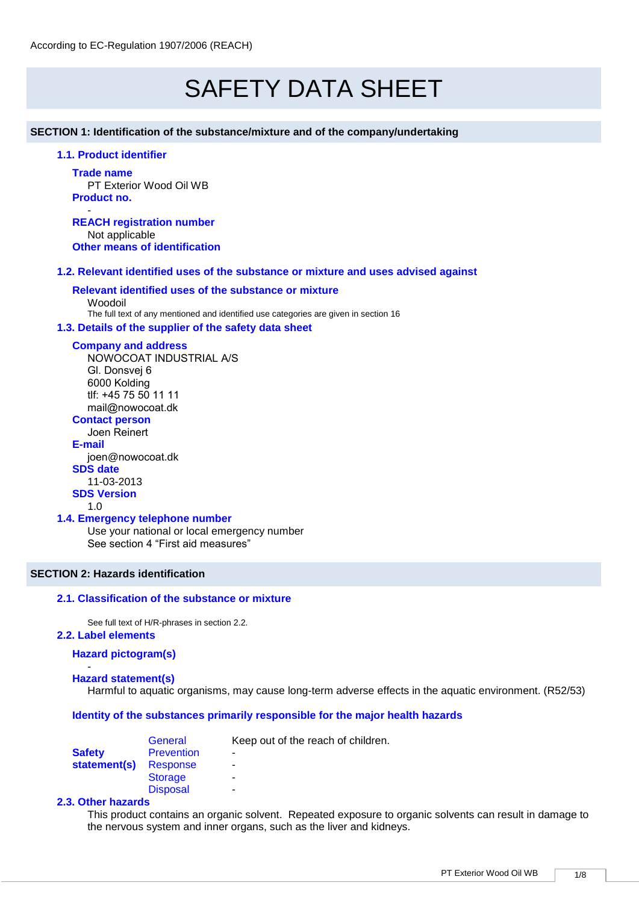According to EC-Regulation 1907/2006 (REACH)

# SAFETY DATA SHEET

## SECTION 1: Identification of the substance/mixture and of the company/undertaking

### 1.1. Product identifier

**Trade name**
PT Exterior Wood Oil WB

**Product no.**
-

**REACH registration number**
Not applicable

**Other means of identification**

### 1.2. Relevant identified uses of the substance or mixture and uses advised against

**Relevant identified uses of the substance or mixture**
Woodoil
The full text of any mentioned and identified use categories are given in section 16

### 1.3. Details of the supplier of the safety data sheet

**Company and address**
NOWOCOAT INDUSTRIAL A/S
Gl. Donsvej 6
6000 Kolding
tlf: +45 75 50 11 11
mail@nowocoat.dk

**Contact person**
Joen Reinert

**E-mail**
joen@nowocoat.dk

**SDS date**
11-03-2013

**SDS Version**
1.0

### 1.4. Emergency telephone number

Use your national or local emergency number
See section 4 “First aid measures”

## SECTION 2: Hazards identification

### 2.1. Classification of the substance or mixture

See full text of H/R-phrases in section 2.2.

### 2.2. Label elements

**Hazard pictogram(s)**
-

**Hazard statement(s)**
Harmful to aquatic organisms, may cause long-term adverse effects in the aquatic environment. (R52/53)

**Identity of the substances primarily responsible for the major health hazards**

| | | |
|---|---|---|
| **Safety statement(s)** | General | Keep out of the reach of children. |
| | Prevention | - |
| | Response | - |
| | Storage | - |
| | Disposal | - |

### 2.3. Other hazards

This product contains an organic solvent. Repeated exposure to organic solvents can result in damage to the nervous system and inner organs, such as the liver and kidneys.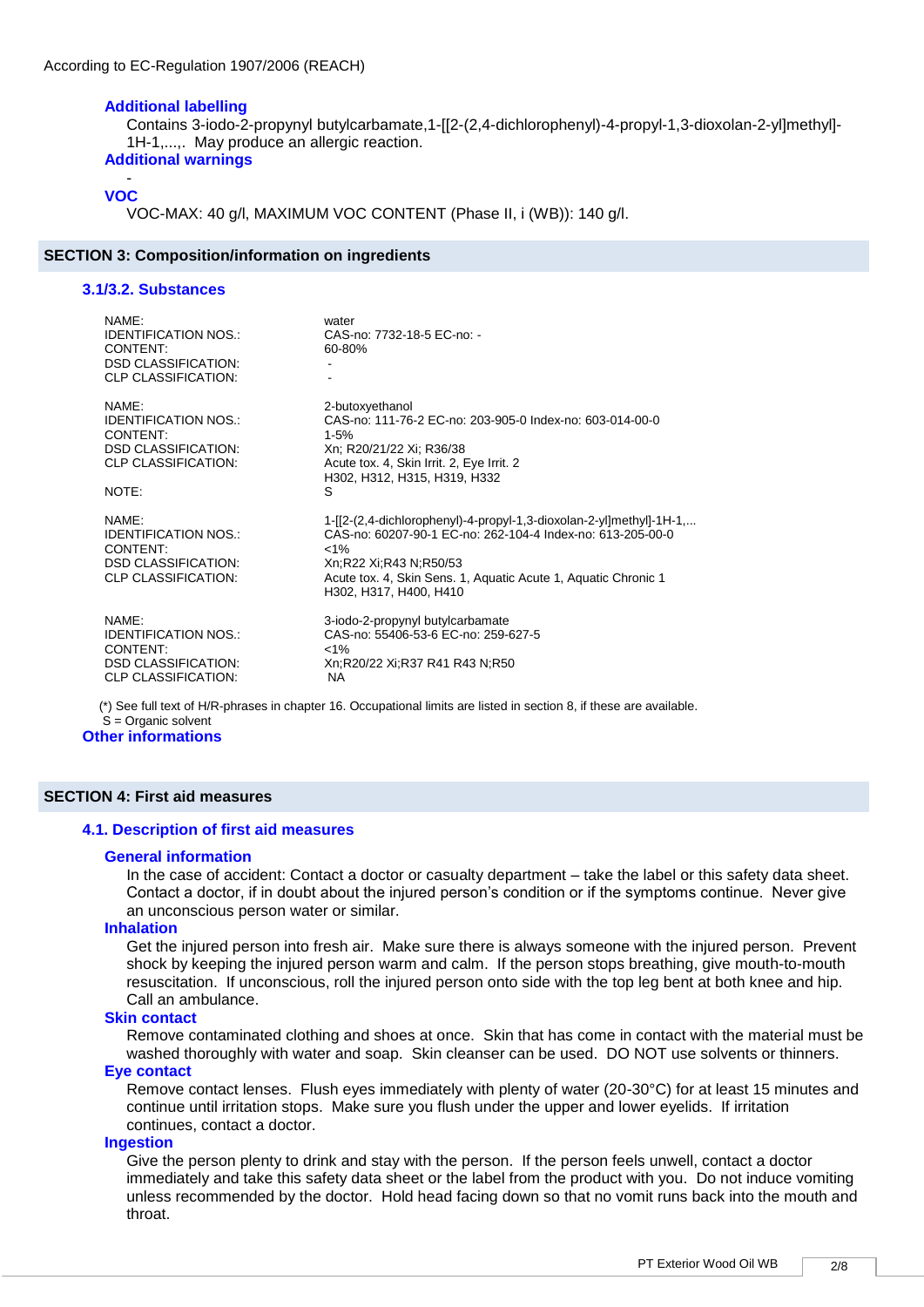According to EC-Regulation 1907/2006 (REACH)

### Additional labelling

Contains 3-iodo-2-propynyl butylcarbamate,1-[[2-(2,4-dichlorophenyl)-4-propyl-1,3-dioxolan-2-yl]methyl]-1H-1,...,. May produce an allergic reaction.

### Additional warnings

-

### VOC

VOC-MAX: 40 g/l, MAXIMUM VOC CONTENT (Phase II, i (WB)): 140 g/l.

## SECTION 3: Composition/information on ingredients

### 3.1/3.2. Substances

| | |
|---|---|
| NAME: | water |
| IDENTIFICATION NOS.: | CAS-no: 7732-18-5 EC-no: - |
| CONTENT: | 60-80% |
| DSD CLASSIFICATION: | - |
| CLP CLASSIFICATION: | - |

| | |
|---|---|
| NAME: | 2-butoxyethanol |
| IDENTIFICATION NOS.: | CAS-no: 111-76-2 EC-no: 203-905-0 Index-no: 603-014-00-0 |
| CONTENT: | 1-5% |
| DSD CLASSIFICATION: | Xn; R20/21/22 Xi; R36/38 |
| CLP CLASSIFICATION: | Acute tox. 4, Skin Irrit. 2, Eye Irrit. 2<br>H302, H312, H315, H319, H332 |
| NOTE: | S |

| | |
|---|---|
| NAME: | 1-[[2-(2,4-dichlorophenyl)-4-propyl-1,3-dioxolan-2-yl]methyl]-1H-1,... |
| IDENTIFICATION NOS.: | CAS-no: 60207-90-1 EC-no: 262-104-4 Index-no: 613-205-00-0 |
| CONTENT: | <1% |
| DSD CLASSIFICATION: | Xn;R22 Xi;R43 N;R50/53 |
| CLP CLASSIFICATION: | Acute tox. 4, Skin Sens. 1, Aquatic Acute 1, Aquatic Chronic 1<br>H302, H317, H400, H410 |

| | |
|---|---|
| NAME: | 3-iodo-2-propynyl butylcarbamate |
| IDENTIFICATION NOS.: | CAS-no: 55406-53-6 EC-no: 259-627-5 |
| CONTENT: | <1% |
| DSD CLASSIFICATION: | Xn;R20/22 Xi;R37 R41 R43 N;R50 |
| CLP CLASSIFICATION: | NA |

(*) See full text of H/R-phrases in chapter 16. Occupational limits are listed in section 8, if these are available.
S = Organic solvent

### Other informations

## SECTION 4: First aid measures

### 4.1. Description of first aid measures

#### General information

In the case of accident: Contact a doctor or casualty department – take the label or this safety data sheet. Contact a doctor, if in doubt about the injured person's condition or if the symptoms continue. Never give an unconscious person water or similar.

#### Inhalation

Get the injured person into fresh air. Make sure there is always someone with the injured person. Prevent shock by keeping the injured person warm and calm. If the person stops breathing, give mouth-to-mouth resuscitation. If unconscious, roll the injured person onto side with the top leg bent at both knee and hip. Call an ambulance.

#### Skin contact

Remove contaminated clothing and shoes at once. Skin that has come in contact with the material must be washed thoroughly with water and soap. Skin cleanser can be used. DO NOT use solvents or thinners.

#### Eye contact

Remove contact lenses. Flush eyes immediately with plenty of water (20-30°C) for at least 15 minutes and continue until irritation stops. Make sure you flush under the upper and lower eyelids. If irritation continues, contact a doctor.

#### Ingestion

Give the person plenty to drink and stay with the person. If the person feels unwell, contact a doctor immediately and take this safety data sheet or the label from the product with you. Do not induce vomiting unless recommended by the doctor. Hold head facing down so that no vomit runs back into the mouth and throat.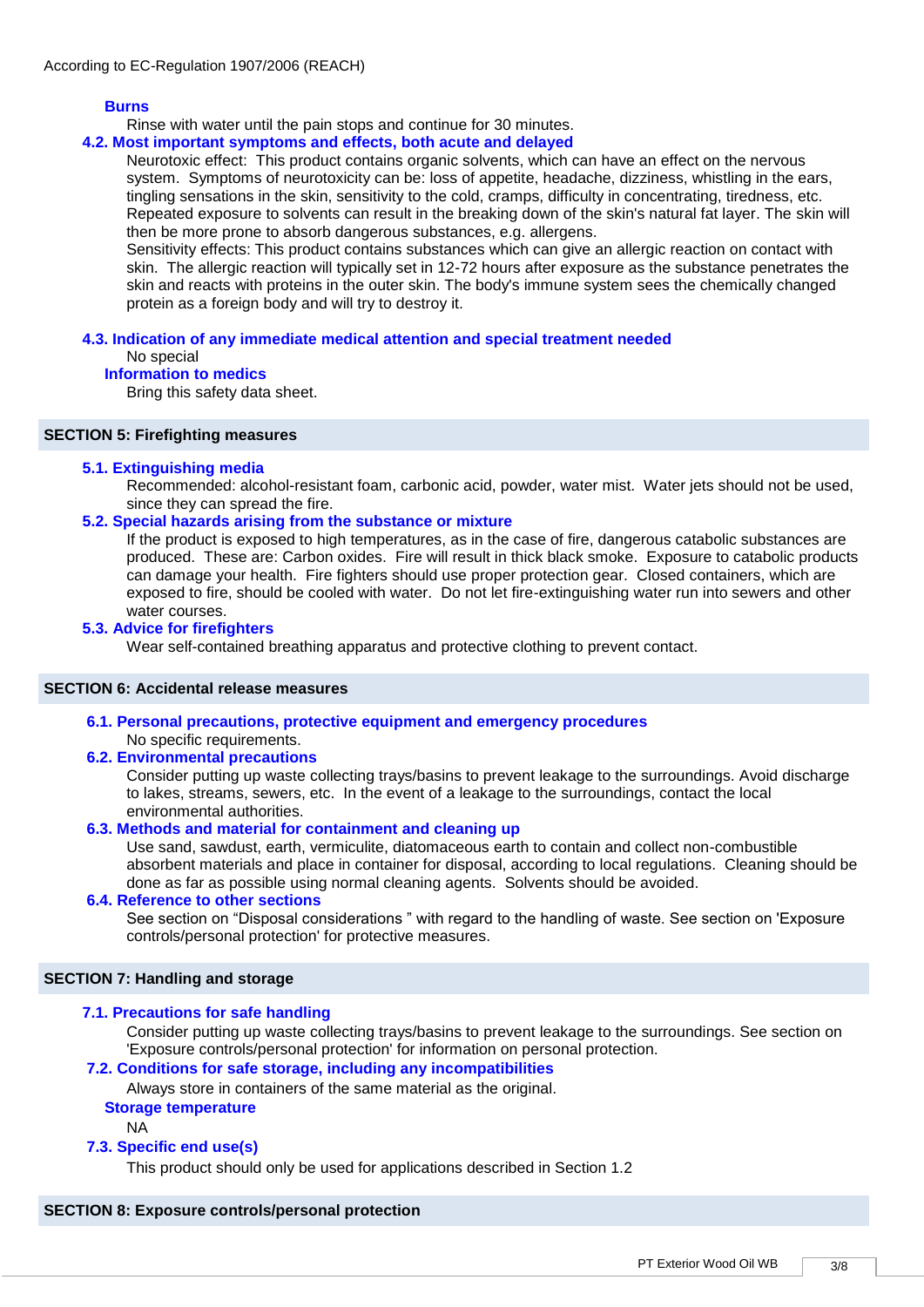#### Burns

Rinse with water until the pain stops and continue for 30 minutes.

### 4.2. Most important symptoms and effects, both acute and delayed

Neurotoxic effect: This product contains organic solvents, which can have an effect on the nervous system. Symptoms of neurotoxicity can be: loss of appetite, headache, dizziness, whistling in the ears, tingling sensations in the skin, sensitivity to the cold, cramps, difficulty in concentrating, tiredness, etc. Repeated exposure to solvents can result in the breaking down of the skin's natural fat layer. The skin will then be more prone to absorb dangerous substances, e.g. allergens.
Sensitivity effects: This product contains substances which can give an allergic reaction on contact with skin. The allergic reaction will typically set in 12-72 hours after exposure as the substance penetrates the skin and reacts with proteins in the outer skin. The body's immune system sees the chemically changed protein as a foreign body and will try to destroy it.

### 4.3. Indication of any immediate medical attention and special treatment needed

No special

#### Information to medics

Bring this safety data sheet.

## SECTION 5: Firefighting measures

### 5.1. Extinguishing media

Recommended: alcohol-resistant foam, carbonic acid, powder, water mist. Water jets should not be used, since they can spread the fire.

### 5.2. Special hazards arising from the substance or mixture

If the product is exposed to high temperatures, as in the case of fire, dangerous catabolic substances are produced. These are: Carbon oxides. Fire will result in thick black smoke. Exposure to catabolic products can damage your health. Fire fighters should use proper protection gear. Closed containers, which are exposed to fire, should be cooled with water. Do not let fire-extinguishing water run into sewers and other water courses.

### 5.3. Advice for firefighters

Wear self-contained breathing apparatus and protective clothing to prevent contact.

## SECTION 6: Accidental release measures

### 6.1. Personal precautions, protective equipment and emergency procedures

No specific requirements.

### 6.2. Environmental precautions

Consider putting up waste collecting trays/basins to prevent leakage to the surroundings. Avoid discharge to lakes, streams, sewers, etc. In the event of a leakage to the surroundings, contact the local environmental authorities.

### 6.3. Methods and material for containment and cleaning up

Use sand, sawdust, earth, vermiculite, diatomaceous earth to contain and collect non-combustible absorbent materials and place in container for disposal, according to local regulations. Cleaning should be done as far as possible using normal cleaning agents. Solvents should be avoided.

### 6.4. Reference to other sections

See section on "Disposal considerations " with regard to the handling of waste. See section on 'Exposure controls/personal protection' for protective measures.

## SECTION 7: Handling and storage

### 7.1. Precautions for safe handling

Consider putting up waste collecting trays/basins to prevent leakage to the surroundings. See section on 'Exposure controls/personal protection' for information on personal protection.

### 7.2. Conditions for safe storage, including any incompatibilities

Always store in containers of the same material as the original.

#### Storage temperature

NA

### 7.3. Specific end use(s)

This product should only be used for applications described in Section 1.2

## SECTION 8: Exposure controls/personal protection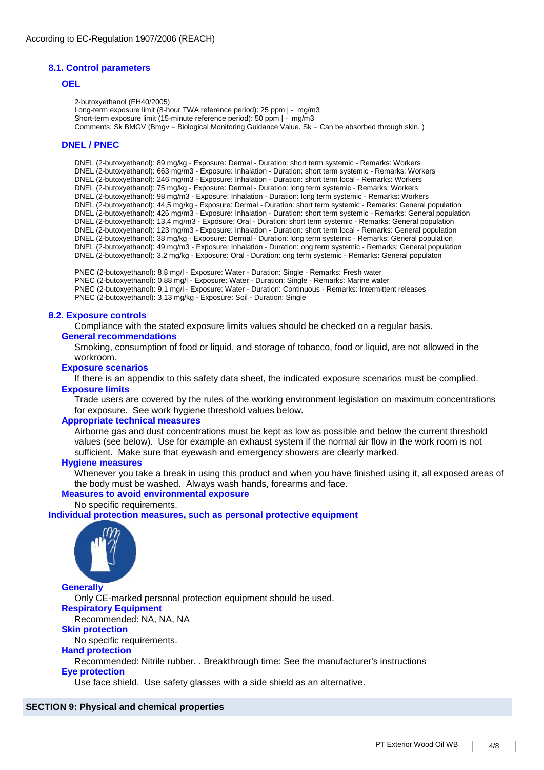According to EC-Regulation 1907/2006 (REACH)

## 8.1. Control parameters

### OEL

2-butoxyethanol (EH40/2005)
Long-term exposure limit (8-hour TWA reference period): 25 ppm | - mg/m3
Short-term exposure limit (15-minute reference period): 50 ppm | - mg/m3
Comments: Sk BMGV (Bmgv = Biological Monitoring Guidance Value. Sk = Can be absorbed through skin. )

### DNEL / PNEC

DNEL (2-butoxyethanol): 89 mg/kg - Exposure: Dermal - Duration: short term systemic - Remarks: Workers
DNEL (2-butoxyethanol): 663 mg/m3 - Exposure: Inhalation - Duration: short term systemic - Remarks: Workers
DNEL (2-butoxyethanol): 246 mg/m3 - Exposure: Inhalation - Duration: short term local - Remarks: Workers
DNEL (2-butoxyethanol): 75 mg/kg - Exposure: Dermal - Duration: long term systemic - Remarks: Workers
DNEL (2-butoxyethanol): 98 mg/m3 - Exposure: Inhalation - Duration: long term systemic - Remarks: Workers
DNEL (2-butoxyethanol): 44,5 mg/kg - Exposure: Dermal - Duration: short term systemic - Remarks: General population
DNEL (2-butoxyethanol): 426 mg/m3 - Exposure: Inhalation - Duration: short term systemic - Remarks: General population
DNEL (2-butoxyethanol): 13,4 mg/m3 - Exposure: Oral - Duration: short term systemic - Remarks: General population
DNEL (2-butoxyethanol): 123 mg/m3 - Exposure: Inhalation - Duration: short term local - Remarks: General population
DNEL (2-butoxyethanol): 38 mg/kg - Exposure: Dermal - Duration: long term systemic - Remarks: General population
DNEL (2-butoxyethanol): 49 mg/m3 - Exposure: Inhalation - Duration: ong term systemic - Remarks: General population
DNEL (2-butoxyethanol): 3,2 mg/kg - Exposure: Oral - Duration: ong term systemic - Remarks: General populaton

PNEC (2-butoxyethanol): 8,8 mg/l - Exposure: Water - Duration: Single - Remarks: Fresh water
PNEC (2-butoxyethanol): 0,88 mg/l - Exposure: Water - Duration: Single - Remarks: Marine water
PNEC (2-butoxyethanol): 9,1 mg/l - Exposure: Water - Duration: Continuous - Remarks: Intermittent releases
PNEC (2-butoxyethanol): 3,13 mg/kg - Exposure: Soil - Duration: Single

## 8.2. Exposure controls

Compliance with the stated exposure limits values should be checked on a regular basis.

### General recommendations

Smoking, consumption of food or liquid, and storage of tobacco, food or liquid, are not allowed in the workroom.

### Exposure scenarios

If there is an appendix to this safety data sheet, the indicated exposure scenarios must be complied.

### Exposure limits

Trade users are covered by the rules of the working environment legislation on maximum concentrations for exposure. See work hygiene threshold values below.

### Appropriate technical measures

Airborne gas and dust concentrations must be kept as low as possible and below the current threshold values (see below). Use for example an exhaust system if the normal air flow in the work room is not sufficient. Make sure that eyewash and emergency showers are clearly marked.

### Hygiene measures

Whenever you take a break in using this product and when you have finished using it, all exposed areas of the body must be washed. Always wash hands, forearms and face.

### Measures to avoid environmental exposure

No specific requirements.

## Individual protection measures, such as personal protective equipment

### Generally

Only CE-marked personal protection equipment should be used.

### Respiratory Equipment

Recommended: NA, NA, NA

### Skin protection

No specific requirements.

### Hand protection

Recommended: Nitrile rubber. . Breakthrough time: See the manufacturer's instructions

### Eye protection

Use face shield. Use safety glasses with a side shield as an alternative.

## SECTION 9: Physical and chemical properties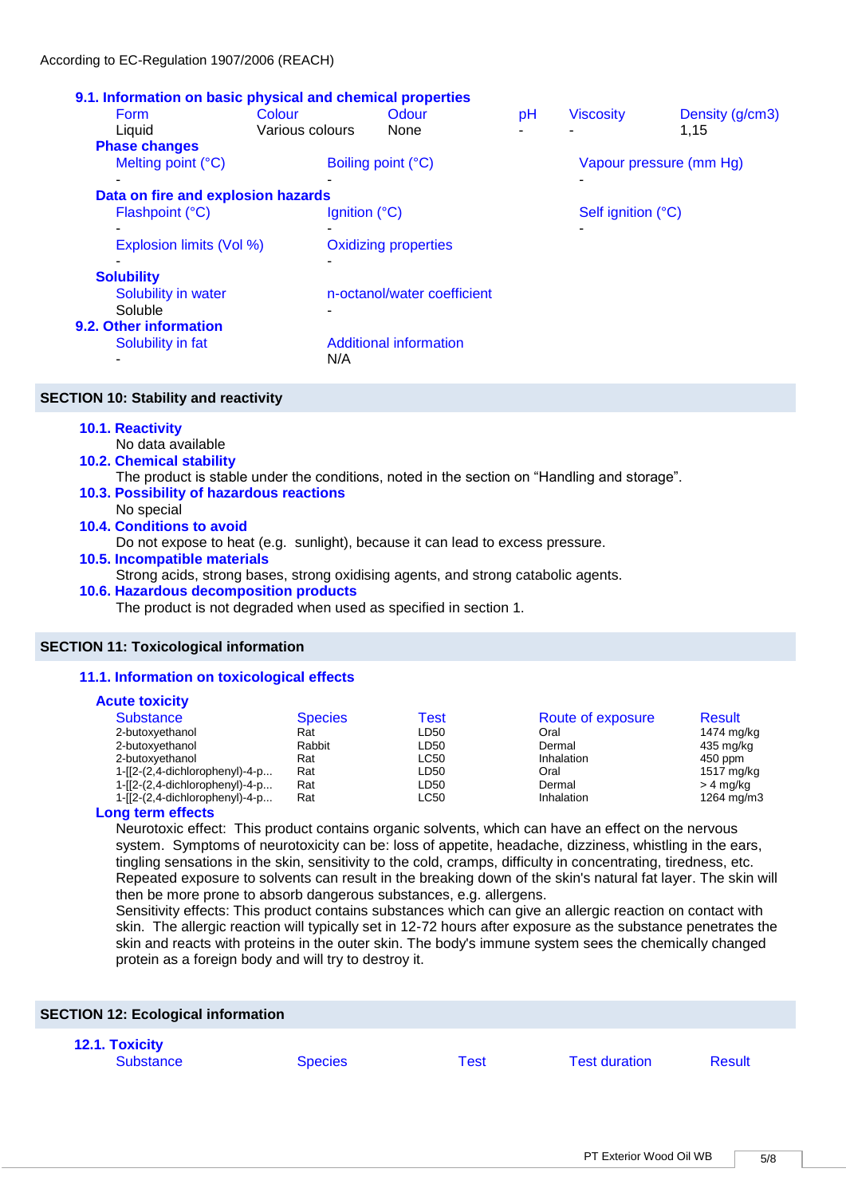According to EC-Regulation 1907/2006 (REACH)

### 9.1. Information on basic physical and chemical properties

| Form | Colour | Odour | pH | Viscosity | Density (g/cm3) |
|---|---|---|---|---|---|
| Liquid | Various colours | None | - | - | 1,15 |

**Phase changes**

| Melting point (°C) | Boiling point (°C) | Vapour pressure (mm Hg) |
|---|---|---|
| - | - | - |

**Data on fire and explosion hazards**

| Flashpoint (°C) | Ignition (°C) | Self ignition (°C) |
|---|---|---|
| - | - | - |

| Explosion limits (Vol %) | Oxidizing properties |
|---|---|
| - | - |

**Solubility**

| Solubility in water | n-octanol/water coefficient |
|---|---|
| Soluble | - |

### 9.2. Other information

| Solubility in fat | Additional information |
|---|---|
| - | N/A |

## SECTION 10: Stability and reactivity

### 10.1. Reactivity
No data available

### 10.2. Chemical stability
The product is stable under the conditions, noted in the section on “Handling and storage”.

### 10.3. Possibility of hazardous reactions
No special

### 10.4. Conditions to avoid
Do not expose to heat (e.g. sunlight), because it can lead to excess pressure.

### 10.5. Incompatible materials
Strong acids, strong bases, strong oxidising agents, and strong catabolic agents.

### 10.6. Hazardous decomposition products
The product is not degraded when used as specified in section 1.

## SECTION 11: Toxicological information

### 11.1. Information on toxicological effects

**Acute toxicity**

| Substance | Species | Test | Route of exposure | Result |
|---|---|---|---|---|
| 2-butoxyethanol | Rat | LD50 | Oral | 1474 mg/kg |
| 2-butoxyethanol | Rabbit | LD50 | Dermal | 435 mg/kg |
| 2-butoxyethanol | Rat | LC50 | Inhalation | 450 ppm |
| 1-[[2-(2,4-dichlorophenyl)-4-p... | Rat | LD50 | Oral | 1517 mg/kg |
| 1-[[2-(2,4-dichlorophenyl)-4-p... | Rat | LD50 | Dermal | > 4 mg/kg |
| 1-[[2-(2,4-dichlorophenyl)-4-p... | Rat | LC50 | Inhalation | 1264 mg/m3 |

**Long term effects**

Neurotoxic effect: This product contains organic solvents, which can have an effect on the nervous system. Symptoms of neurotoxicity can be: loss of appetite, headache, dizziness, whistling in the ears, tingling sensations in the skin, sensitivity to the cold, cramps, difficulty in concentrating, tiredness, etc. Repeated exposure to solvents can result in the breaking down of the skin's natural fat layer. The skin will then be more prone to absorb dangerous substances, e.g. allergens.

Sensitivity effects: This product contains substances which can give an allergic reaction on contact with skin. The allergic reaction will typically set in 12-72 hours after exposure as the substance penetrates the skin and reacts with proteins in the outer skin. The body's immune system sees the chemically changed protein as a foreign body and will try to destroy it.

## SECTION 12: Ecological information

### 12.1. Toxicity

| Substance | Species | Test | Test duration | Result |
|---|---|---|---|---|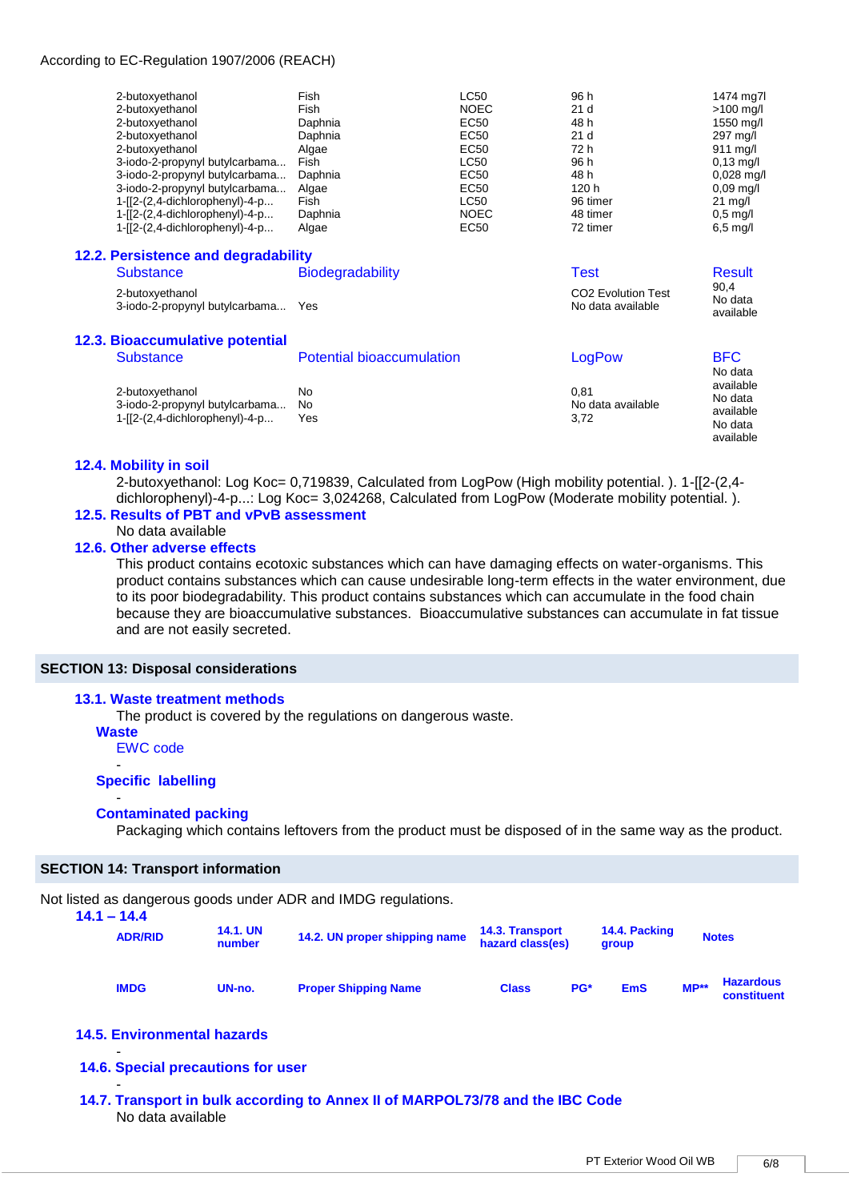According to EC-Regulation 1907/2006 (REACH)

| | | | | |
|---|---|---|---|---|
| 2-butoxyethanol | Fish | LC50 | 96 h | 1474 mg7l |
| 2-butoxyethanol | Fish | NOEC | 21 d | >100 mg/l |
| 2-butoxyethanol | Daphnia | EC50 | 48 h | 1550 mg/l |
| 2-butoxyethanol | Daphnia | EC50 | 21 d | 297 mg/l |
| 2-butoxyethanol | Algae | EC50 | 72 h | 911 mg/l |
| 3-iodo-2-propynyl butylcarbama... | Fish | LC50 | 96 h | 0,13 mg/l |
| 3-iodo-2-propynyl butylcarbama... | Daphnia | EC50 | 48 h | 0,028 mg/l |
| 3-iodo-2-propynyl butylcarbama... | Algae | EC50 | 120 h | 0,09 mg/l |
| 1-[[2-(2,4-dichlorophenyl)-4-p... | Fish | LC50 | 96 timer | 21 mg/l |
| 1-[[2-(2,4-dichlorophenyl)-4-p... | Daphnia | NOEC | 48 timer | 0,5 mg/l |
| 1-[[2-(2,4-dichlorophenyl)-4-p... | Algae | EC50 | 72 timer | 6,5 mg/l |

### 12.2. Persistence and degradability

| Substance | Biodegradability | Test | Result |
|---|---|---|---|
| 2-butoxyethanol | | CO2 Evolution Test | 90,4 |
| 3-iodo-2-propynyl butylcarbama... | Yes | No data available | No data available |

### 12.3. Bioaccumulative potential

| Substance | Potential bioaccumulation | LogPow | BFC |
|---|---|---|---|
| 2-butoxyethanol | No | 0,81 | No data available |
| 3-iodo-2-propynyl butylcarbama... | No | No data available | No data available |
| 1-[[2-(2,4-dichlorophenyl)-4-p... | Yes | 3,72 | No data available |

### 12.4. Mobility in soil

2-butoxyethanol: Log Koc= 0,719839, Calculated from LogPow (High mobility potential. ). 1-[[2-(2,4-dichlorophenyl)-4-p...: Log Koc= 3,024268, Calculated from LogPow (Moderate mobility potential. ).

### 12.5. Results of PBT and vPvB assessment

No data available

### 12.6. Other adverse effects

This product contains ecotoxic substances which can have damaging effects on water-organisms. This product contains substances which can cause undesirable long-term effects in the water environment, due to its poor biodegradability. This product contains substances which can accumulate in the food chain because they are bioaccumulative substances. Bioaccumulative substances can accumulate in fat tissue and are not easily secreted.

## SECTION 13: Disposal considerations

### 13.1. Waste treatment methods

The product is covered by the regulations on dangerous waste.

**Waste**

EWC code

-

**Specific labelling**

-

**Contaminated packing**

Packaging which contains leftovers from the product must be disposed of in the same way as the product.

## SECTION 14: Transport information

Not listed as dangerous goods under ADR and IMDG regulations.

### 14.1 – 14.4

| ADR/RID | 14.1. UN number | 14.2. UN proper shipping name | 14.3. Transport hazard class(es) | 14.4. Packing group | Notes | |
|---|---|---|---|---|---|---|

| IMDG | UN-no. | Proper Shipping Name | Class | PG* | EmS | MP** | Hazardous constituent |
|---|---|---|---|---|---|---|---|

### 14.5. Environmental hazards

-

### 14.6. Special precautions for user

-

### 14.7. Transport in bulk according to Annex II of MARPOL73/78 and the IBC Code

No data available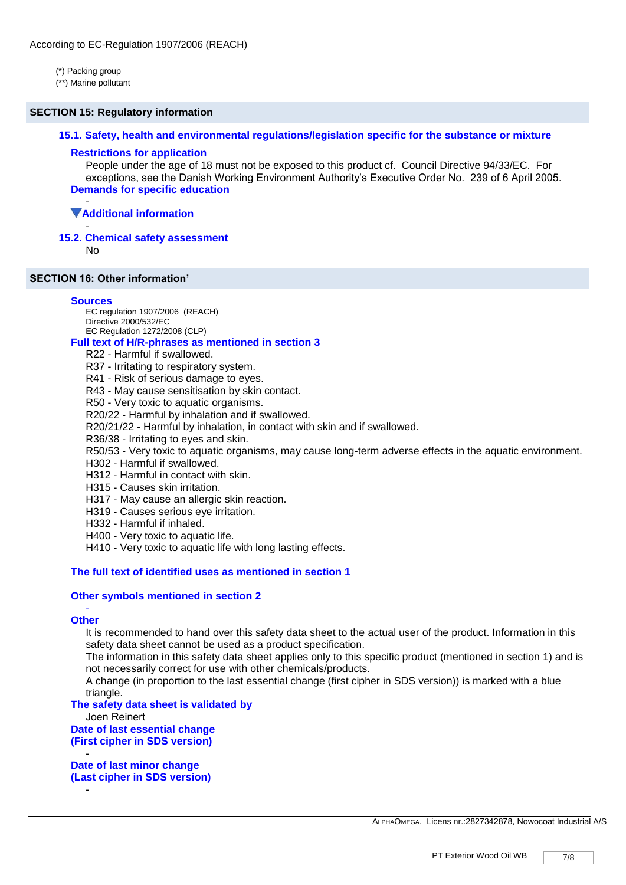(*) Packing group
(**) Marine pollutant

## SECTION 15: Regulatory information

### 15.1. Safety, health and environmental regulations/legislation specific for the substance or mixture

**Restrictions for application**

People under the age of 18 must not be exposed to this product cf. Council Directive 94/33/EC. For exceptions, see the Danish Working Environment Authority's Executive Order No. 239 of 6 April 2005.

**Demands for specific education**

-

**▼Additional information**

-

### 15.2. Chemical safety assessment

No

## SECTION 16: Other information'

**Sources**

EC regulation 1907/2006 (REACH)
Directive 2000/532/EC
EC Regulation 1272/2008 (CLP)

**Full text of H/R-phrases as mentioned in section 3**

R22 - Harmful if swallowed.
R37 - Irritating to respiratory system.
R41 - Risk of serious damage to eyes.
R43 - May cause sensitisation by skin contact.
R50 - Very toxic to aquatic organisms.
R20/22 - Harmful by inhalation and if swallowed.
R20/21/22 - Harmful by inhalation, in contact with skin and if swallowed.
R36/38 - Irritating to eyes and skin.
R50/53 - Very toxic to aquatic organisms, may cause long-term adverse effects in the aquatic environment.
H302 - Harmful if swallowed.
H312 - Harmful in contact with skin.
H315 - Causes skin irritation.
H317 - May cause an allergic skin reaction.
H319 - Causes serious eye irritation.
H332 - Harmful if inhaled.
H400 - Very toxic to aquatic life.
H410 - Very toxic to aquatic life with long lasting effects.

**The full text of identified uses as mentioned in section 1**

**Other symbols mentioned in section 2**

-

**Other**

It is recommended to hand over this safety data sheet to the actual user of the product. Information in this safety data sheet cannot be used as a product specification.
The information in this safety data sheet applies only to this specific product (mentioned in section 1) and is not necessarily correct for use with other chemicals/products.
A change (in proportion to the last essential change (first cipher in SDS version)) is marked with a blue triangle.

**The safety data sheet is validated by**

Joen Reinert

**Date of last essential change (First cipher in SDS version)**

-

**Date of last minor change (Last cipher in SDS version)**

-